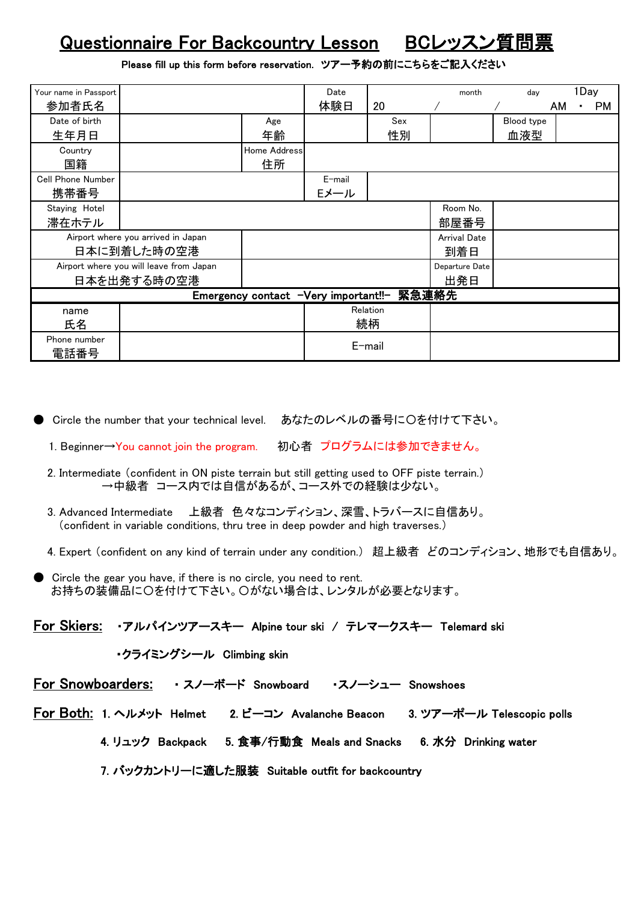# Questionnaire For Backcountry Lesson　BCレッスン質問票

Please fill up this form before reservation.　ツアー予約の前にこちらをご記入ください

| Your name in Passport 参加者氏名 | | | Date 体験日 | 20　　　/　　　/　　　month　day | | 1Day AM ・ PM |
|---|---|---|---|---|---|---|
| Date of birth 生年月日 | | Age 年齢 | | Sex 性別 | | Blood type 血液型 | |
| Country 国籍 | | Home Address 住所 | | | | |
| Cell Phone Number 携帯番号 | | | E-mail Eメール | | | |
| Staying Hotel 滞在ホテル | | | | Room No. 部屋番号 | | |
| Airport where you arrived in Japan 日本に到着した時の空港 | | | | Arrival Date 到着日 | | |
| Airport where you will leave from Japan 日本を出発する時の空港 | | | | Departure Date 出発日 | | |
| **Emergency contact −Very important!!− 緊急連絡先** | | | | | | |
| name 氏名 | | | Relation 続柄 | | | |
| Phone number 電話番号 | | | E-mail | | | |

● Circle the number that your technical level.　あなたのレベルの番号に〇を付けて下さい。

1. Beginner→You cannot join the program.　初心者　プログラムには参加できません。
2. Intermediate（confident in ON piste terrain but still getting used to OFF piste terrain.）
→中級者　コース内では自信があるが、コース外での経験は少ない。
3. Advanced Intermediate　上級者　色々なコンディション、深雪、トラバースに自信あり。
（confident in variable conditions, thru tree in deep powder and high traverses.）
4. Expert（confident on any kind of terrain under any condition.）　超上級者　どのコンディション、地形でも自信あり。

● Circle the gear you have, if there is no circle, you need to rent.
お持ちの装備品に〇を付けて下さい。〇がない場合は、レンタルが必要となります。

**For Skiers:**　・アルパインツアースキー　Alpine tour ski　/　テレマークスキー　Telemard ski

・クライミングシール　Climbing skin

**For Snowboarders:**　・スノーボード　Snowboard　・スノーシュー　Snowshoes

**For Both:**　1. ヘルメット　Helmet　2. ビーコン　Avalanche Beacon　3. ツアーポール Telescopic polls

4. リュック　Backpack　5. 食事/行動食　Meals and Snacks　6. 水分　Drinking water

7. バックカントリーに適した服装　Suitable outfit for backcountry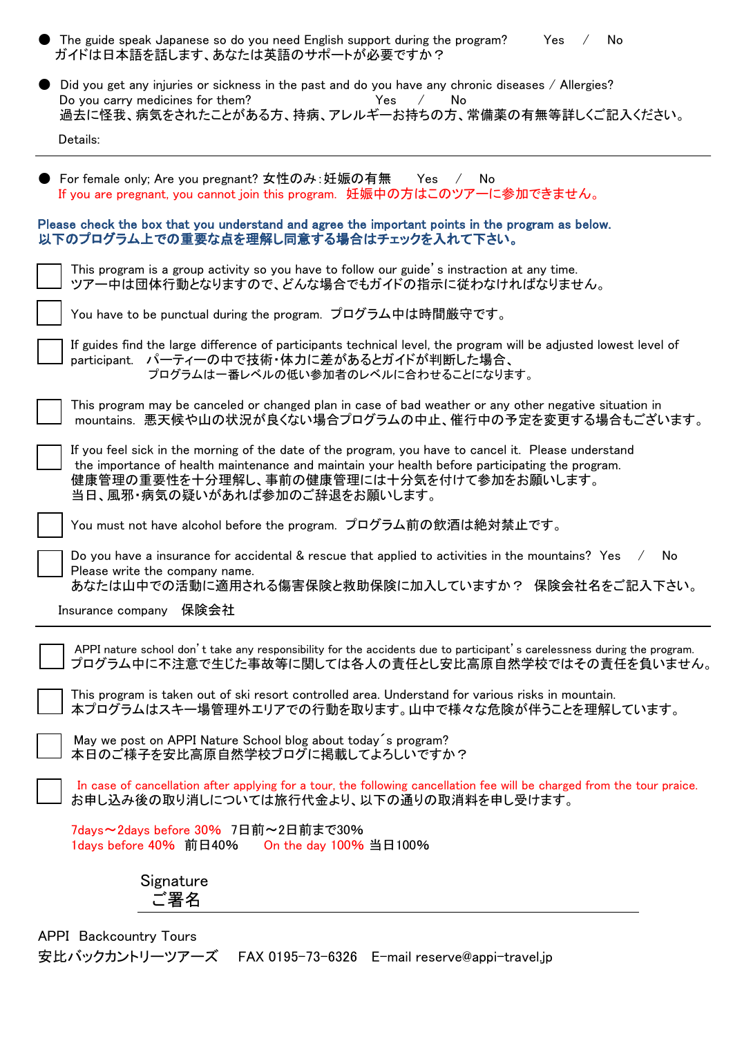- The guide speak Japanese so do you need English support during the program? Yes / No
  ガイドは日本語を話します、あなたは英語のサポートが必要ですか？

- Did you get any injuries or sickness in the past and do you have any chronic diseases / Allergies?
  Do you carry medicines for them? Yes / No
  過去に怪我、病気をされたことがある方、持病、アレルギーお持ちの方、常備薬の有無等詳しくご記入ください。

  Details:

---

- For female only; Are you pregnant? 女性のみ：妊娠の有無 Yes / No
  If you are pregnant, you cannot join this program. 妊娠中の方はこのツアーに参加できません。

**Please check the box that you understand and agree the important points in the program as below.**
**以下のプログラム上での重要な点を理解し同意する場合はチェックを入れて下さい。**

- [ ] This program is a group activity so you have to follow our guide's instraction at any time.
  ツアー中は団体行動となりますので、どんな場合でもガイドの指示に従わなければなりません。

- [ ] You have to be punctual during the program. プログラム中は時間厳守です。

- [ ] If guides find the large difference of participants technical level, the program will be adjusted lowest level of participant. パーティーの中で技術・体力に差があるとガイドが判断した場合、
  プログラムは一番レベルの低い参加者のレベルに合わせることになります。

- [ ] This program may be canceled or changed plan in case of bad weather or any other negative situation in mountains. 悪天候や山の状況が良くない場合プログラムの中止、催行中の予定を変更する場合もございます。

- [ ] If you feel sick in the morning of the date of the program, you have to cancel it. Please understand the importance of health maintenance and maintain your health before participating the program.
  健康管理の重要性を十分理解し、事前の健康管理には十分気を付けて参加をお願いします。
  当日、風邪・病気の疑いがあれば参加のご辞退をお願いします。

- [ ] You must not have alcohol before the program. プログラム前の飲酒は絶対禁止です。

- [ ] Do you have a insurance for accidental & rescue that applied to activities in the mountains? Yes / No
  Please write the company name.
  あなたは山中での活動に適用される傷害保険と救助保険に加入していますか？ 保険会社名をご記入下さい。

  Insurance company 保険会社

---

- [ ] APPI nature school don't take any responsibility for the accidents due to participant's carelessness during the program.
  プログラム中に不注意で生じた事故等に関しては各人の責任とし安比高原自然学校ではその責任を負いません。

- [ ] This program is taken out of ski resort controlled area. Understand for various risks in mountain.
  本プログラムはスキー場管理外エリアでの行動を取ります。山中で様々な危険が伴うことを理解しています。

- [ ] May we post on APPI Nature School blog about today´s program?
  本日のご様子を安比高原自然学校ブログに掲載してよろしいですか？

- [ ] In case of cancellation after applying for a tour, the following cancellation fee will be charged from the tour praice.
  お申し込み後の取り消しについては旅行代金より、以下の通りの取消料を申し受けます。

  7days～2days before 30% 7日前～2日前まで30%
  1days before 40% 前日40% On the day 100% 当日100%

Signature
ご署名

APPI Backcountry Tours
安比バックカントリーツアーズ FAX 0195-73-6326 E-mail reserve@appi-travel.jp